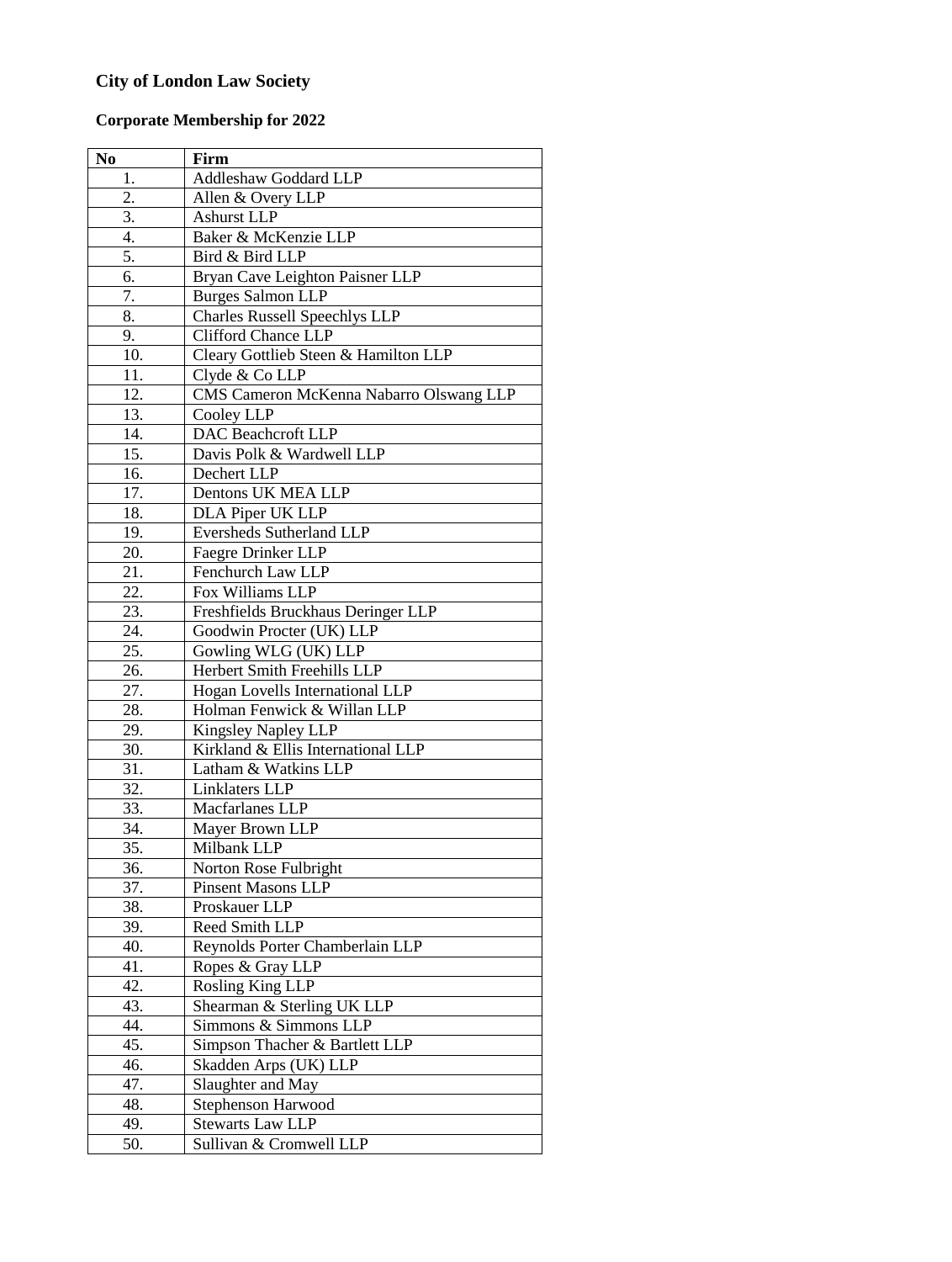**City of London Law Society**

**Corporate Membership for 2022**

| No | Firm |
|---|---|
| 1. | Addleshaw Goddard LLP |
| 2. | Allen & Overy LLP |
| 3. | Ashurst LLP |
| 4. | Baker & McKenzie LLP |
| 5. | Bird & Bird LLP |
| 6. | Bryan Cave Leighton Paisner LLP |
| 7. | Burges Salmon LLP |
| 8. | Charles Russell Speechlys LLP |
| 9. | Clifford Chance LLP |
| 10. | Cleary Gottlieb Steen & Hamilton LLP |
| 11. | Clyde & Co LLP |
| 12. | CMS Cameron McKenna Nabarro Olswang LLP |
| 13. | Cooley LLP |
| 14. | DAC Beachcroft LLP |
| 15. | Davis Polk & Wardwell LLP |
| 16. | Dechert LLP |
| 17. | Dentons UK MEA LLP |
| 18. | DLA Piper UK LLP |
| 19. | Eversheds Sutherland LLP |
| 20. | Faegre Drinker LLP |
| 21. | Fenchurch Law LLP |
| 22. | Fox Williams LLP |
| 23. | Freshfields Bruckhaus Deringer LLP |
| 24. | Goodwin Procter (UK) LLP |
| 25. | Gowling WLG (UK) LLP |
| 26. | Herbert Smith Freehills LLP |
| 27. | Hogan Lovells International LLP |
| 28. | Holman Fenwick & Willan LLP |
| 29. | Kingsley Napley LLP |
| 30. | Kirkland & Ellis International LLP |
| 31. | Latham & Watkins LLP |
| 32. | Linklaters LLP |
| 33. | Macfarlanes LLP |
| 34. | Mayer Brown LLP |
| 35. | Milbank LLP |
| 36. | Norton Rose Fulbright |
| 37. | Pinsent Masons LLP |
| 38. | Proskauer LLP |
| 39. | Reed Smith LLP |
| 40. | Reynolds Porter Chamberlain LLP |
| 41. | Ropes & Gray LLP |
| 42. | Rosling King LLP |
| 43. | Shearman & Sterling UK LLP |
| 44. | Simmons & Simmons LLP |
| 45. | Simpson Thacher & Bartlett LLP |
| 46. | Skadden Arps (UK) LLP |
| 47. | Slaughter and May |
| 48. | Stephenson Harwood |
| 49. | Stewarts Law LLP |
| 50. | Sullivan & Cromwell LLP |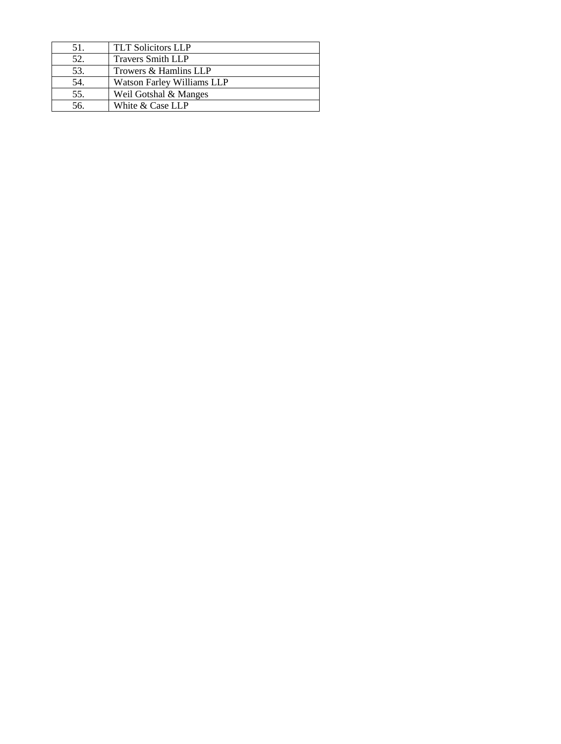| | |
|---|---|
| 51. | TLT Solicitors LLP |
| 52. | Travers Smith LLP |
| 53. | Trowers & Hamlins LLP |
| 54. | Watson Farley Williams LLP |
| 55. | Weil Gotshal & Manges |
| 56. | White & Case LLP |